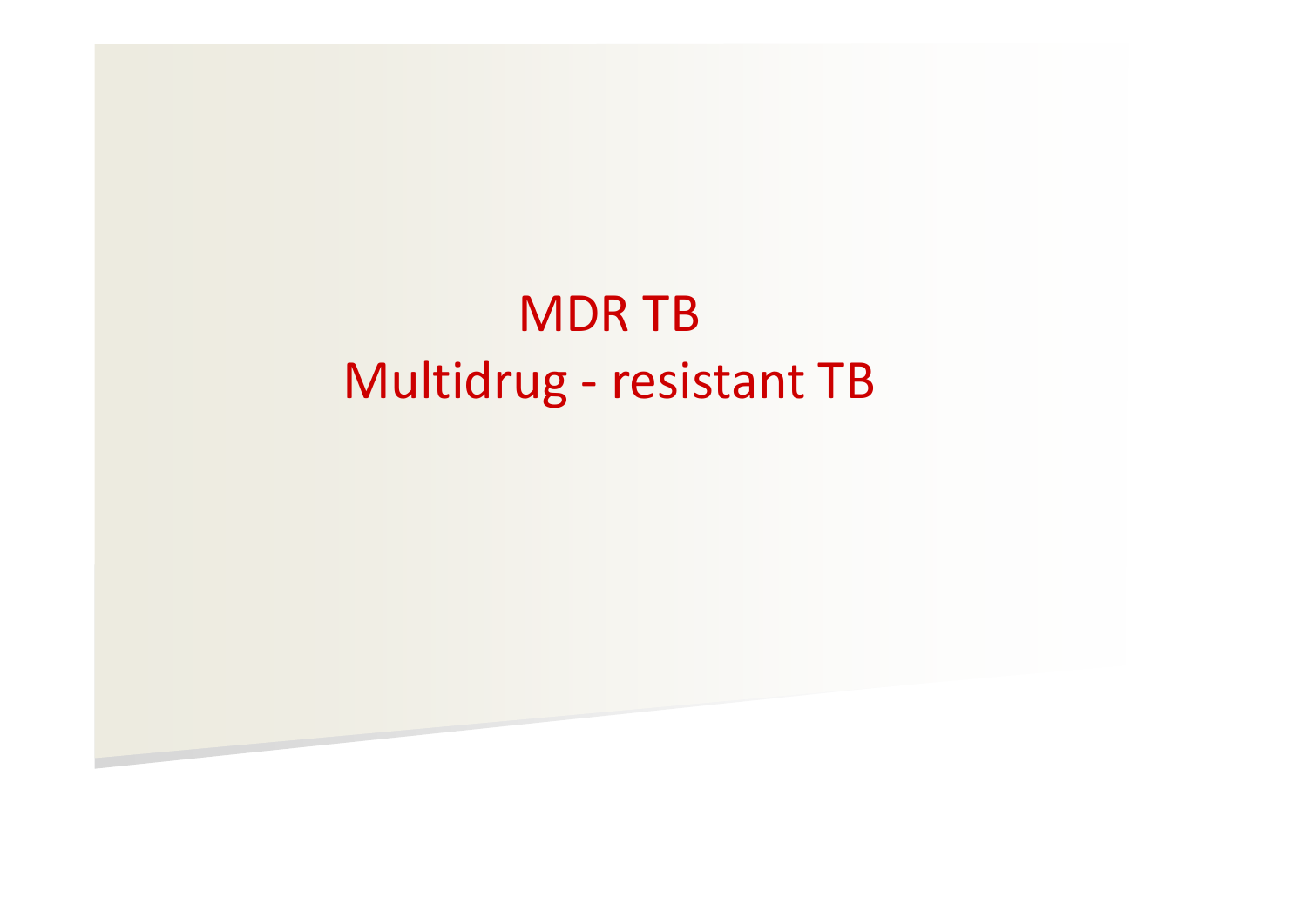# MDR TB

# Multidrug - resistant TB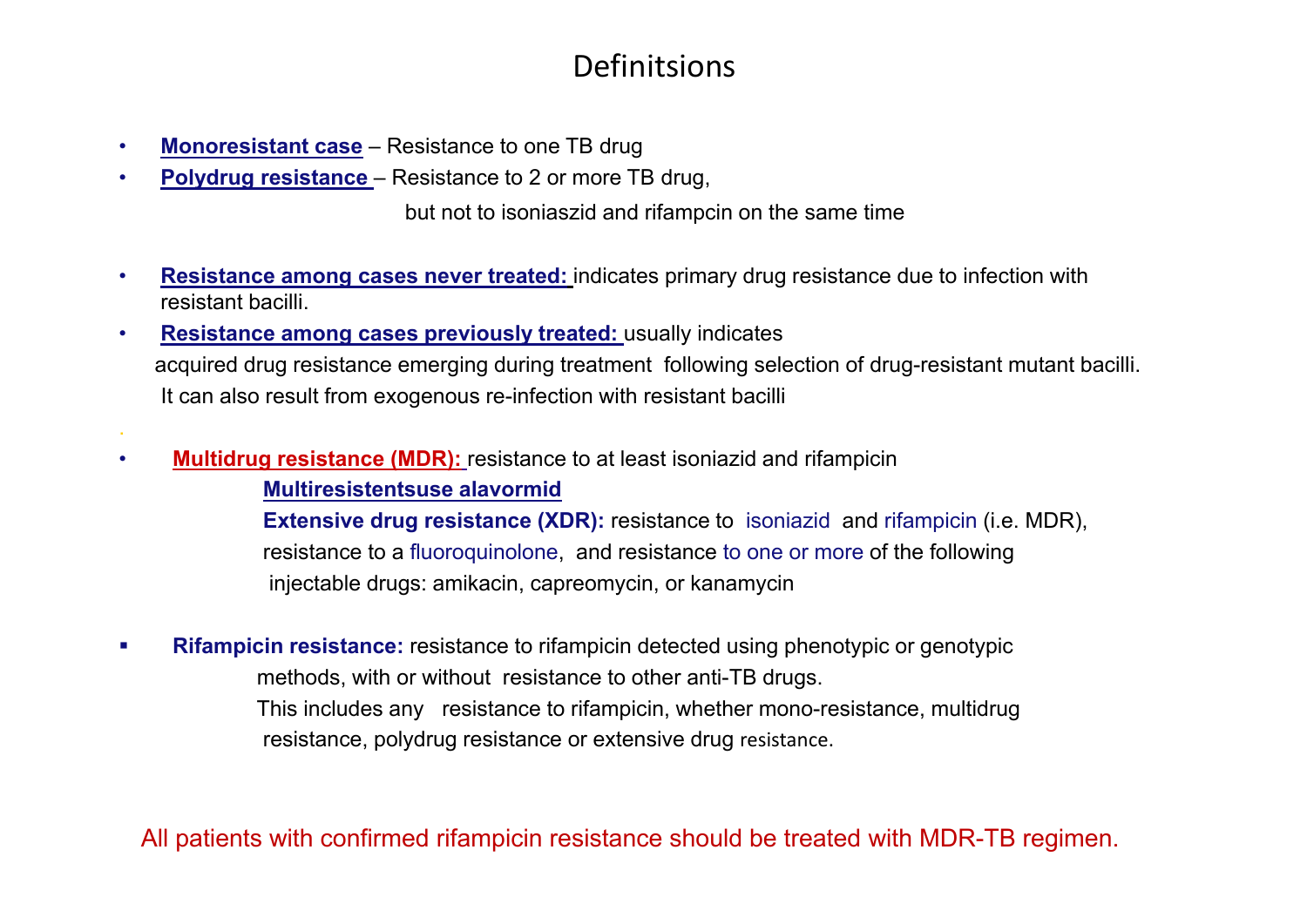# Definitsions

- **Monoresistant case** – Resistance to one TB drug
- **Polydrug resistance** – Resistance to 2 or more TB drug,

  but not to isoniaszid and rifampcin on the same time

- **Resistance among cases never treated:** indicates primary drug resistance due to infection with resistant bacilli.
- **Resistance among cases previously treated:** usually indicates acquired drug resistance emerging during treatment following selection of drug-resistant mutant bacilli. It can also result from exogenous re-infection with resistant bacilli

- **Multidrug resistance (MDR):** resistance to at least isoniazid and rifampicin

  **Multiresistentsuse alavormid**

  **Extensive drug resistance (XDR):** resistance to isoniazid and rifampicin (i.e. MDR), resistance to a fluoroquinolone, and resistance to one or more of the following injectable drugs: amikacin, capreomycin, or kanamycin

- **Rifampicin resistance:** resistance to rifampicin detected using phenotypic or genotypic methods, with or without resistance to other anti-TB drugs.

  This includes any resistance to rifampicin, whether mono-resistance, multidrug resistance, polydrug resistance or extensive drug resistance.

All patients with confirmed rifampicin resistance should be treated with MDR-TB regimen.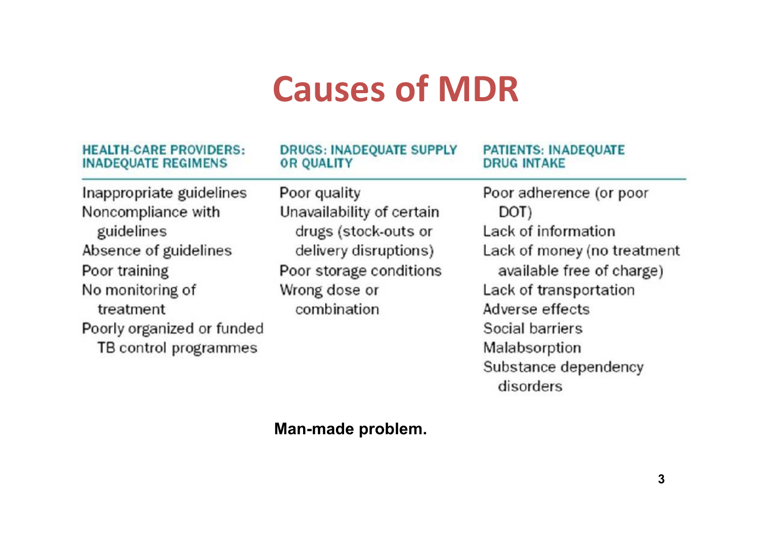# Causes of MDR

| HEALTH-CARE PROVIDERS: INADEQUATE REGIMENS | DRUGS: INADEQUATE SUPPLY OR QUALITY | PATIENTS: INADEQUATE DRUG INTAKE |
|---|---|---|
| Inappropriate guidelines | Poor quality | Poor adherence (or poor DOT) |
| Noncompliance with guidelines | Unavailability of certain drugs (stock-outs or delivery disruptions) | Lack of information |
| Absence of guidelines | Poor storage conditions | Lack of money (no treatment available free of charge) |
| Poor training | Wrong dose or combination | Lack of transportation |
| No monitoring of treatment | | Adverse effects |
| Poorly organized or funded TB control programmes | | Social barriers |
| | | Malabsorption |
| | | Substance dependency disorders |

**Man-made problem.**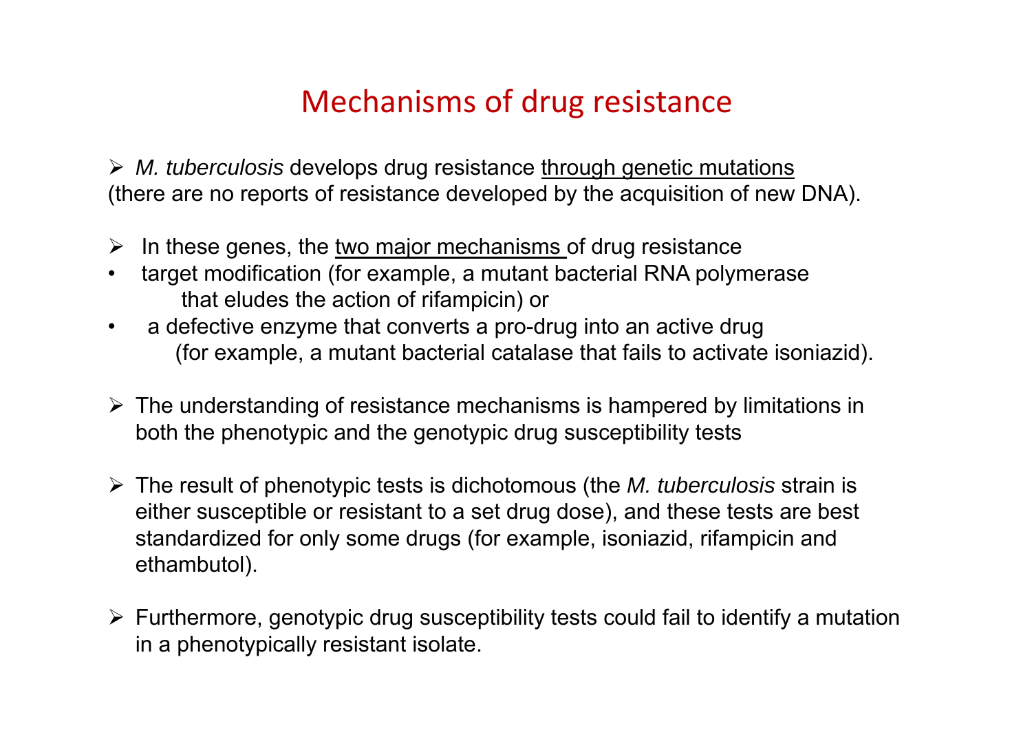# Mechanisms of drug resistance

- *M. tuberculosis* develops drug resistance through genetic mutations (there are no reports of resistance developed by the acquisition of new DNA).

- In these genes, the two major mechanisms of drug resistance
  - target modification (for example, a mutant bacterial RNA polymerase that eludes the action of rifampicin) or
  - a defective enzyme that converts a pro-drug into an active drug (for example, a mutant bacterial catalase that fails to activate isoniazid).

- The understanding of resistance mechanisms is hampered by limitations in both the phenotypic and the genotypic drug susceptibility tests

- The result of phenotypic tests is dichotomous (the *M. tuberculosis* strain is either susceptible or resistant to a set drug dose), and these tests are best standardized for only some drugs (for example, isoniazid, rifampicin and ethambutol).

- Furthermore, genotypic drug susceptibility tests could fail to identify a mutation in a phenotypically resistant isolate.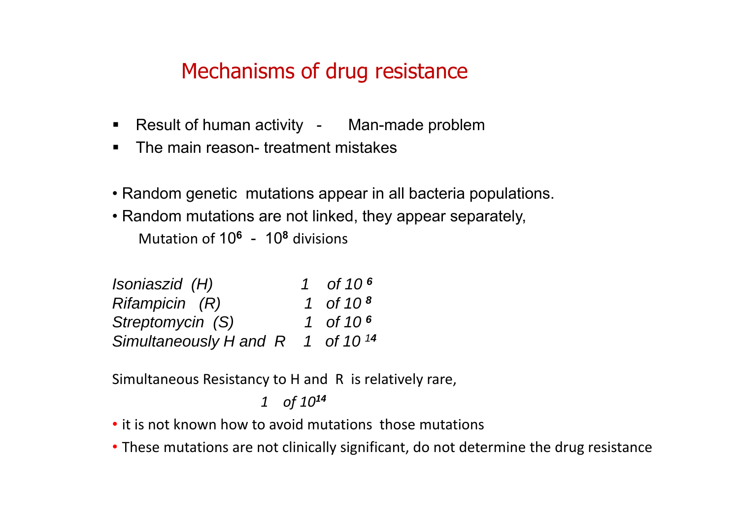# Mechanisms of drug resistance

- Result of human activity - Man-made problem
- The main reason- treatment mistakes

- Random genetic mutations appear in all bacteria populations.
- Random mutations are not linked, they appear separately,

  Mutation of $10^6$ - $10^8$ divisions

| | |
|---|---|
| *Isoniaszid (H)* | *1 of $10^6$* |
| *Rifampicin (R)* | *1 of $10^8$* |
| *Streptomycin (S)* | *1 of $10^6$* |
| *Simultaneously H and R* | *1 of $10^{14}$* |

Simultaneous Resistancy to H and R is relatively rare,

*1 of $10^{14}$*

- it is not known how to avoid mutations those mutations
- These mutations are not clinically significant, do not determine the drug resistance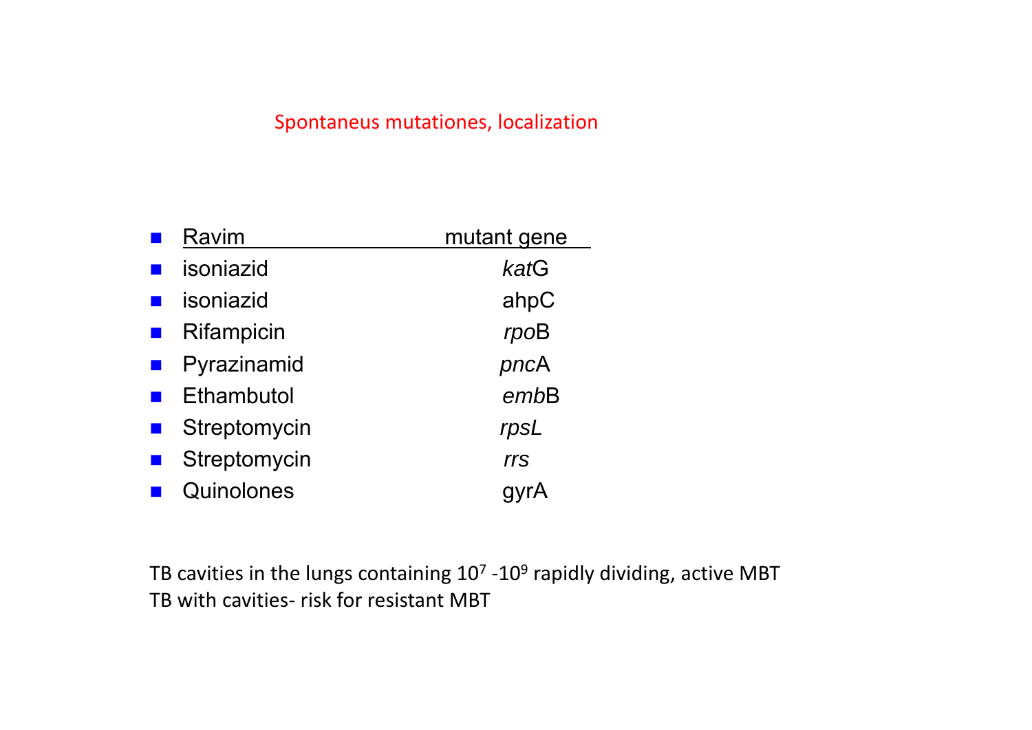# Spontaneus mutationes, localization

| Ravim | mutant gene |
|---|---|
| isoniazid | *kat*G |
| isoniazid | ahpC |
| Rifampicin | *rpo*B |
| Pyrazinamid | *pnc*A |
| Ethambutol | *emb*B |
| Streptomycin | *rpsL* |
| Streptomycin | *rrs* |
| Quinolones | gyrA |

TB cavities in the lungs containing $10^7$ -$10^9$ rapidly dividing, active MBT

TB with cavities- risk for resistant MBT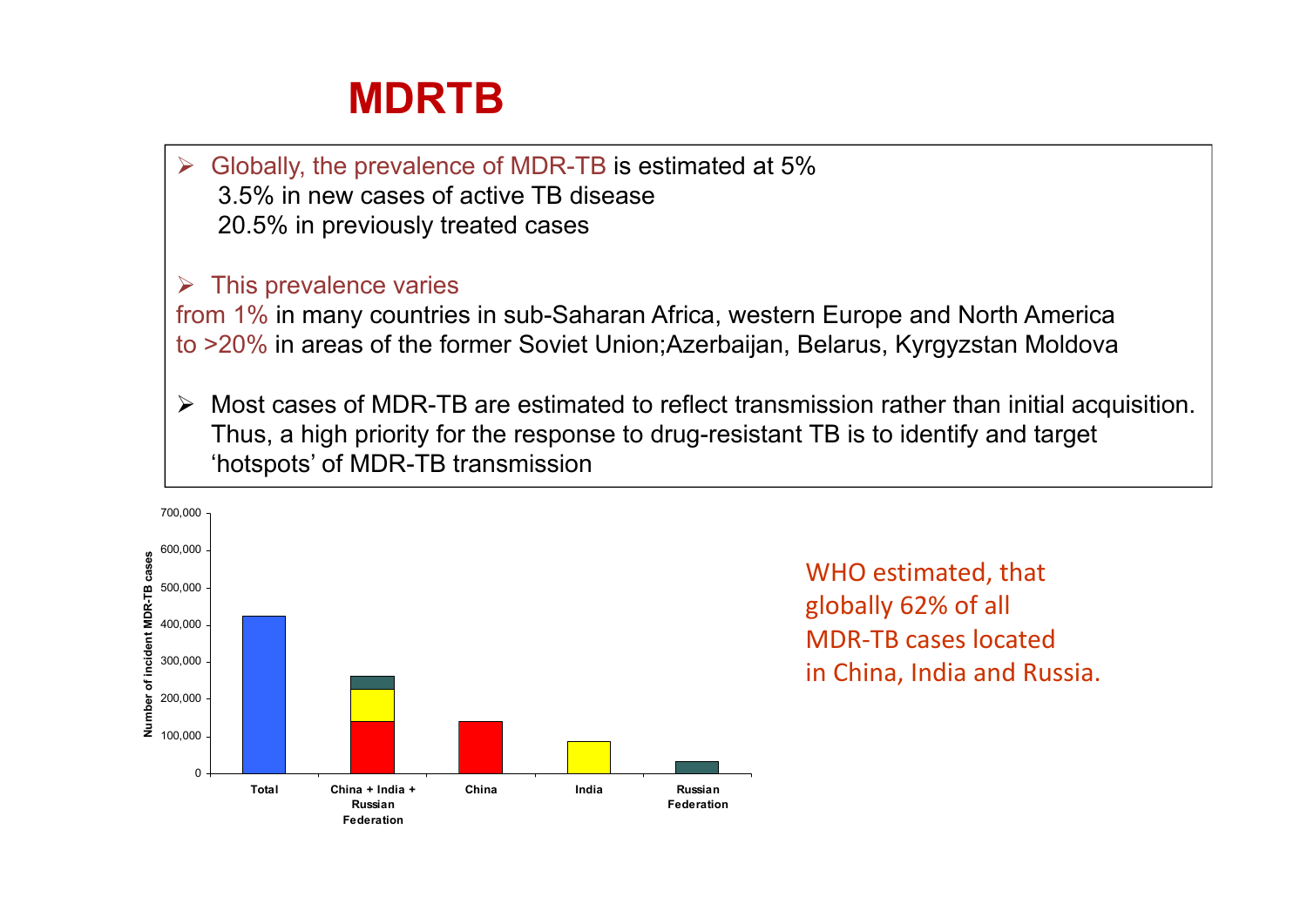# MDRTB

- Globally, the prevalence of MDR-TB is estimated at 5%
  3.5% in new cases of active TB disease
  20.5% in previously treated cases

- This prevalence varies
  from 1% in many countries in sub-Saharan Africa, western Europe and North America
  to >20% in areas of the former Soviet Union;Azerbaijan, Belarus, Kyrgyzstan Moldova

- Most cases of MDR-TB are estimated to reflect transmission rather than initial acquisition. Thus, a high priority for the response to drug-resistant TB is to identify and target 'hotspots' of MDR-TB transmission

Number of incident MDR-TB cases (y-axis: 0; 100,000; 200,000; 300,000; 400,000; 500,000; 600,000; 700,000)

Categories: Total; China + India + Russian Federation; China; India; Russian Federation

WHO estimated, that globally 62% of all MDR-TB cases located in China, India and Russia.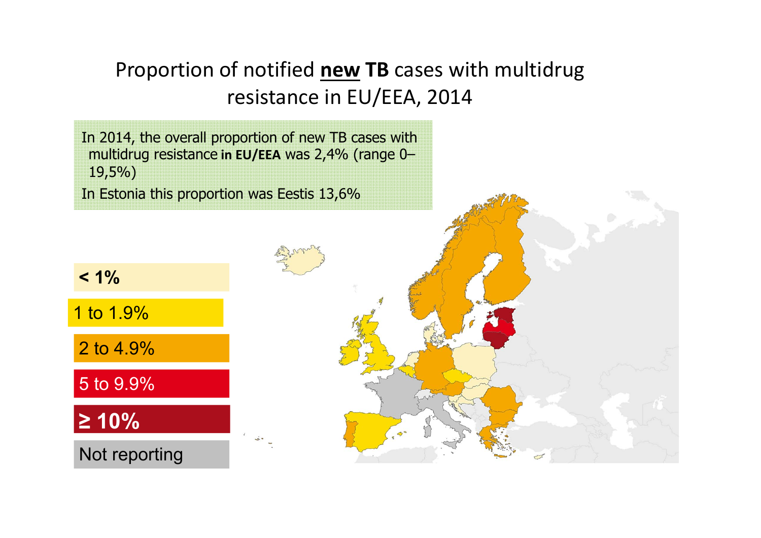# Proportion of notified **new TB** cases with multidrug resistance in EU/EEA, 2014

In 2014, the overall proportion of new TB cases with multidrug resistance **in EU/EEA** was 2,4% (range 0–19,5%)

In Estonia this proportion was Eestis 13,6%

- **< 1%**
- 1 to 1.9%
- 2 to 4.9%
- 5 to 9.9%
- **≥ 10%**
- Not reporting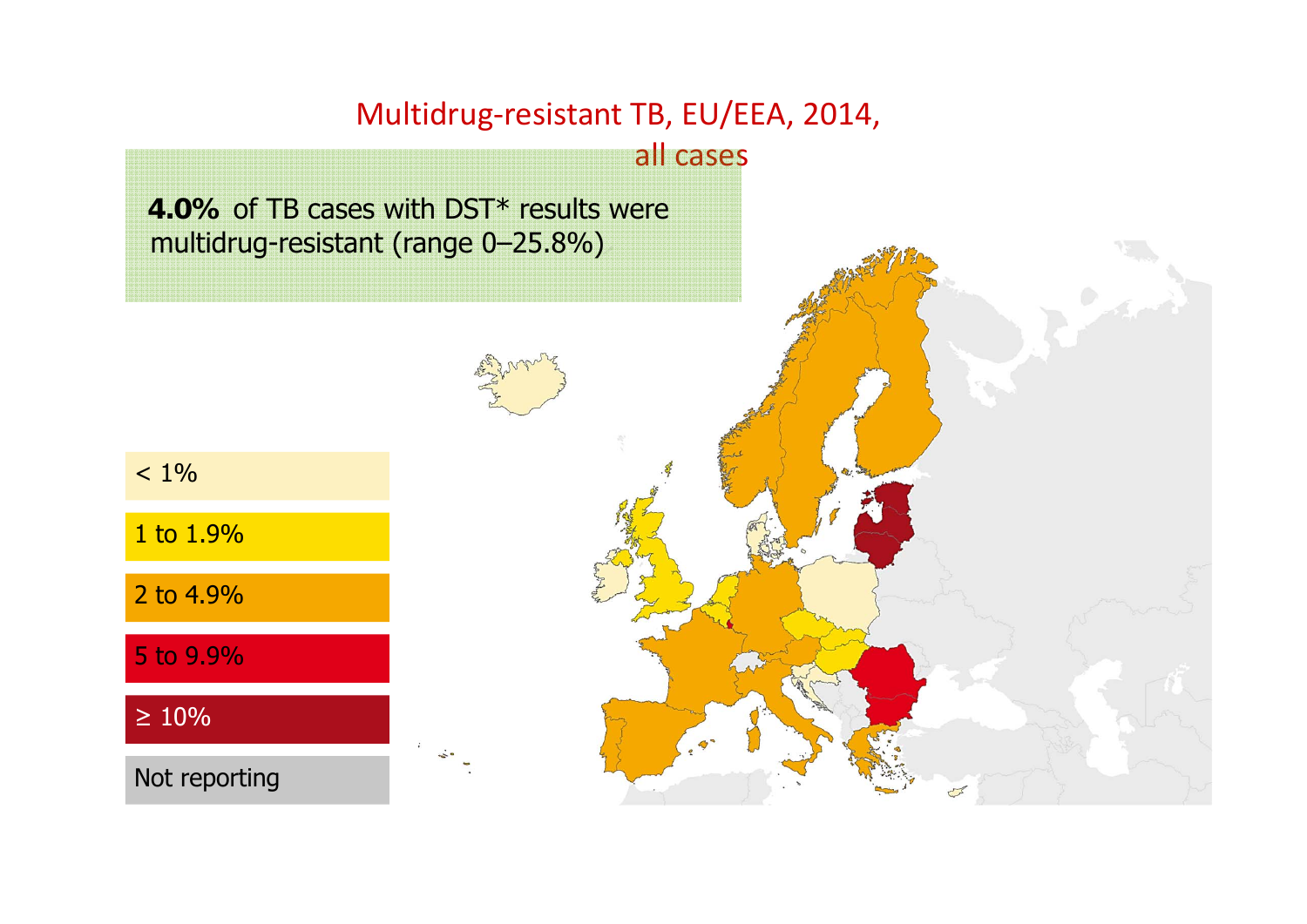# Multidrug-resistant TB, EU/EEA, 2014, all cases

**4.0%** of TB cases with DST* results were multidrug-resistant (range 0–25.8%)

- < 1%
- 1 to 1.9%
- 2 to 4.9%
- 5 to 9.9%
- ≥ 10%
- Not reporting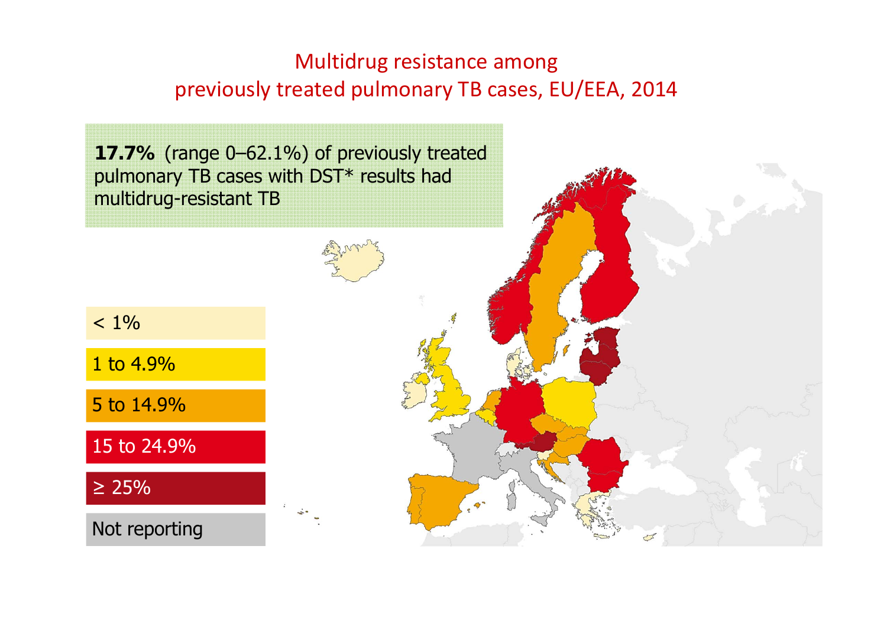# Multidrug resistance among previously treated pulmonary TB cases, EU/EEA, 2014

**17.7%** (range 0–62.1%) of previously treated pulmonary TB cases with DST* results had multidrug-resistant TB

- < 1%
- 1 to 4.9%
- 5 to 14.9%
- 15 to 24.9%
- ≥ 25%
- Not reporting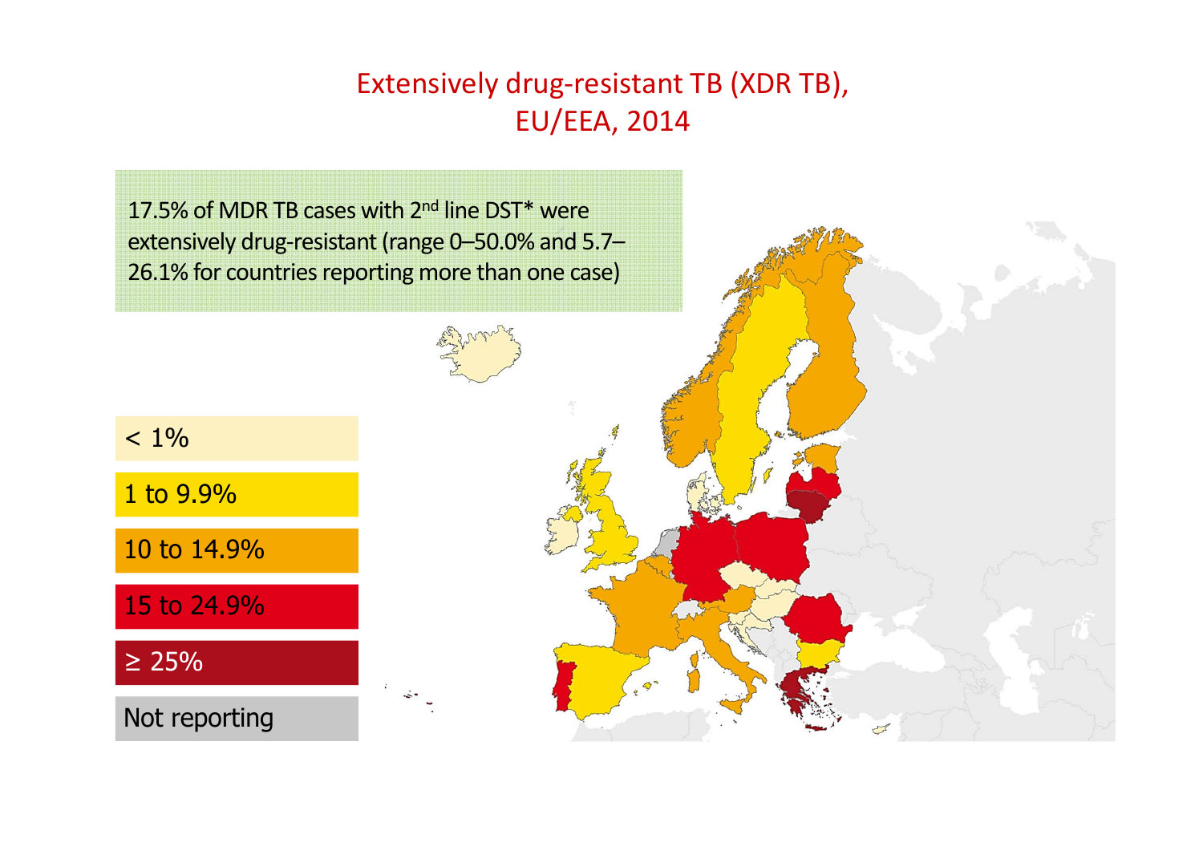# Extensively drug-resistant TB (XDR TB), EU/EEA, 2014

17.5% of MDR TB cases with 2[nd] line DST* were extensively drug-resistant (range 0–50.0% and 5.7–26.1% for countries reporting more than one case)

- < 1%
- 1 to 9.9%
- 10 to 14.9%
- 15 to 24.9%
- ≥ 25%
- Not reporting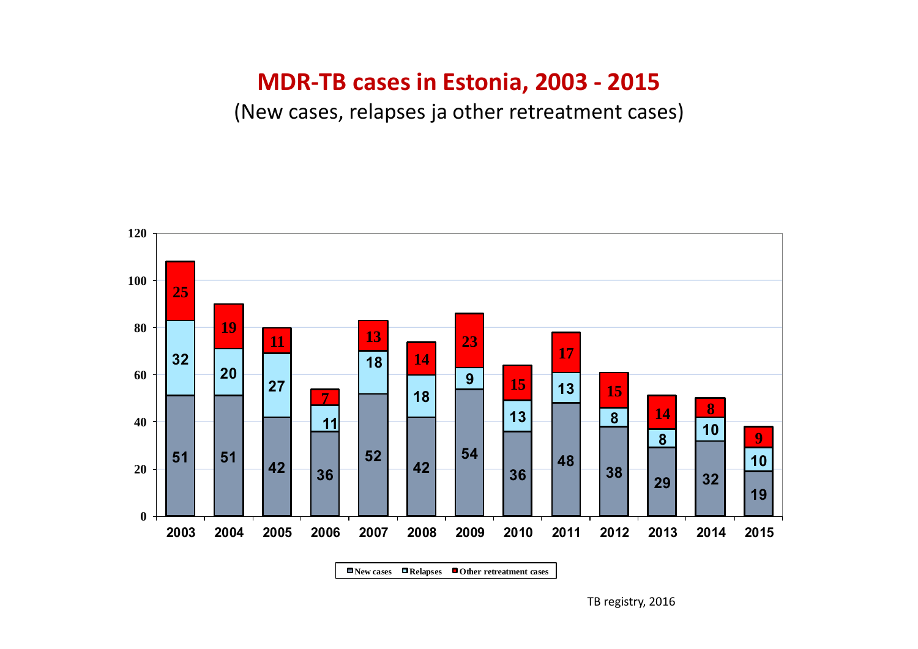# MDR-TB cases in Estonia, 2003 - 2015

(New cases, relapses ja other retreatment cases)

120
100
80
60
40
20
0

2003: 51, 32, 25
2004: 51, 20, 19
2005: 42, 27, 11
2006: 36, 11, 7
2007: 52, 18, 13
2008: 42, 18, 14
2009: 54, 9, 23
2010: 36, 13, 15
2011: 48, 13, 17
2012: 38, 8, 15
2013: 29, 8, 14
2014: 32, 10, 8
2015: 19, 10, 9

New cases
Relapses
Other retreatment cases

TB registry, 2016